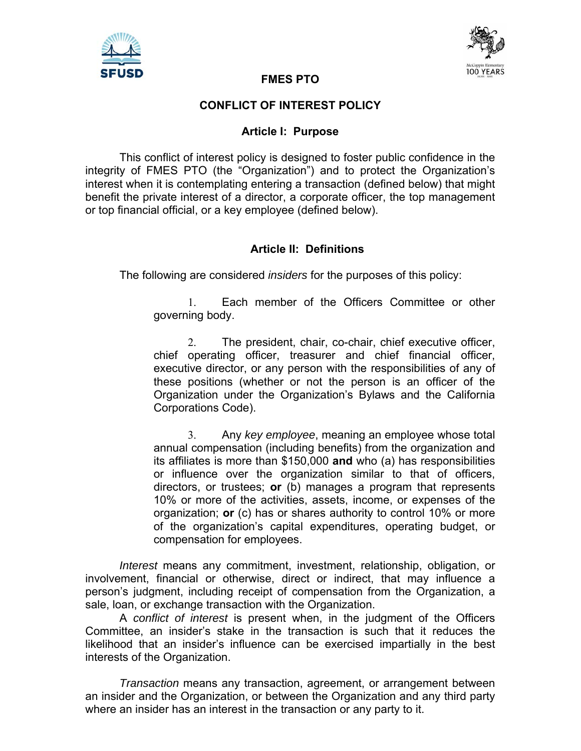# FMES PTO

## CONFLICT OF INTEREST POLICY

### Article I: Purpose

This conflict of interest policy is designed to foster public confidence in the integrity of FMES PTO (the "Organization") and to protect the Organization's interest when it is contemplating entering a transaction (defined below) that might benefit the private interest of a director, a corporate officer, the top management or top financial official, or a key employee (defined below).

### Article II: Definitions

The following are considered *insiders* for the purposes of this policy:

1. Each member of the Officers Committee or other governing body.

2. The president, chair, co-chair, chief executive officer, chief operating officer, treasurer and chief financial officer, executive director, or any person with the responsibilities of any of these positions (whether or not the person is an officer of the Organization under the Organization's Bylaws and the California Corporations Code).

3. Any *key employee*, meaning an employee whose total annual compensation (including benefits) from the organization and its affiliates is more than $150,000 **and** who (a) has responsibilities or influence over the organization similar to that of officers, directors, or trustees; **or** (b) manages a program that represents 10% or more of the activities, assets, income, or expenses of the organization; **or** (c) has or shares authority to control 10% or more of the organization's capital expenditures, operating budget, or compensation for employees.

*Interest* means any commitment, investment, relationship, obligation, or involvement, financial or otherwise, direct or indirect, that may influence a person's judgment, including receipt of compensation from the Organization, a sale, loan, or exchange transaction with the Organization.

A *conflict of interest* is present when, in the judgment of the Officers Committee, an insider's stake in the transaction is such that it reduces the likelihood that an insider's influence can be exercised impartially in the best interests of the Organization.

*Transaction* means any transaction, agreement, or arrangement between an insider and the Organization, or between the Organization and any third party where an insider has an interest in the transaction or any party to it.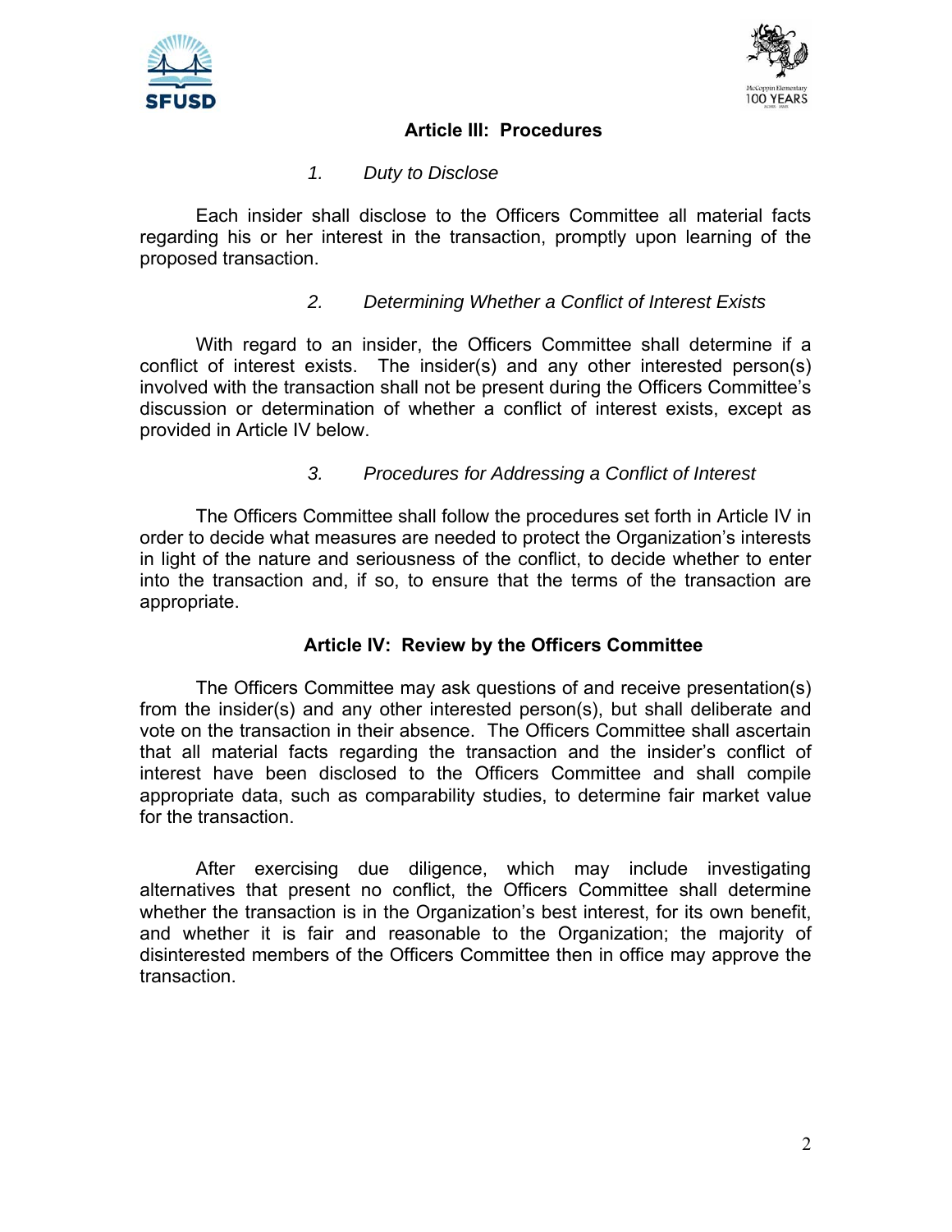## Article III: Procedures

### *1. Duty to Disclose*

Each insider shall disclose to the Officers Committee all material facts regarding his or her interest in the transaction, promptly upon learning of the proposed transaction.

### *2. Determining Whether a Conflict of Interest Exists*

With regard to an insider, the Officers Committee shall determine if a conflict of interest exists. The insider(s) and any other interested person(s) involved with the transaction shall not be present during the Officers Committee's discussion or determination of whether a conflict of interest exists, except as provided in Article IV below.

### *3. Procedures for Addressing a Conflict of Interest*

The Officers Committee shall follow the procedures set forth in Article IV in order to decide what measures are needed to protect the Organization's interests in light of the nature and seriousness of the conflict, to decide whether to enter into the transaction and, if so, to ensure that the terms of the transaction are appropriate.

## Article IV: Review by the Officers Committee

The Officers Committee may ask questions of and receive presentation(s) from the insider(s) and any other interested person(s), but shall deliberate and vote on the transaction in their absence. The Officers Committee shall ascertain that all material facts regarding the transaction and the insider's conflict of interest have been disclosed to the Officers Committee and shall compile appropriate data, such as comparability studies, to determine fair market value for the transaction.

After exercising due diligence, which may include investigating alternatives that present no conflict, the Officers Committee shall determine whether the transaction is in the Organization's best interest, for its own benefit, and whether it is fair and reasonable to the Organization; the majority of disinterested members of the Officers Committee then in office may approve the transaction.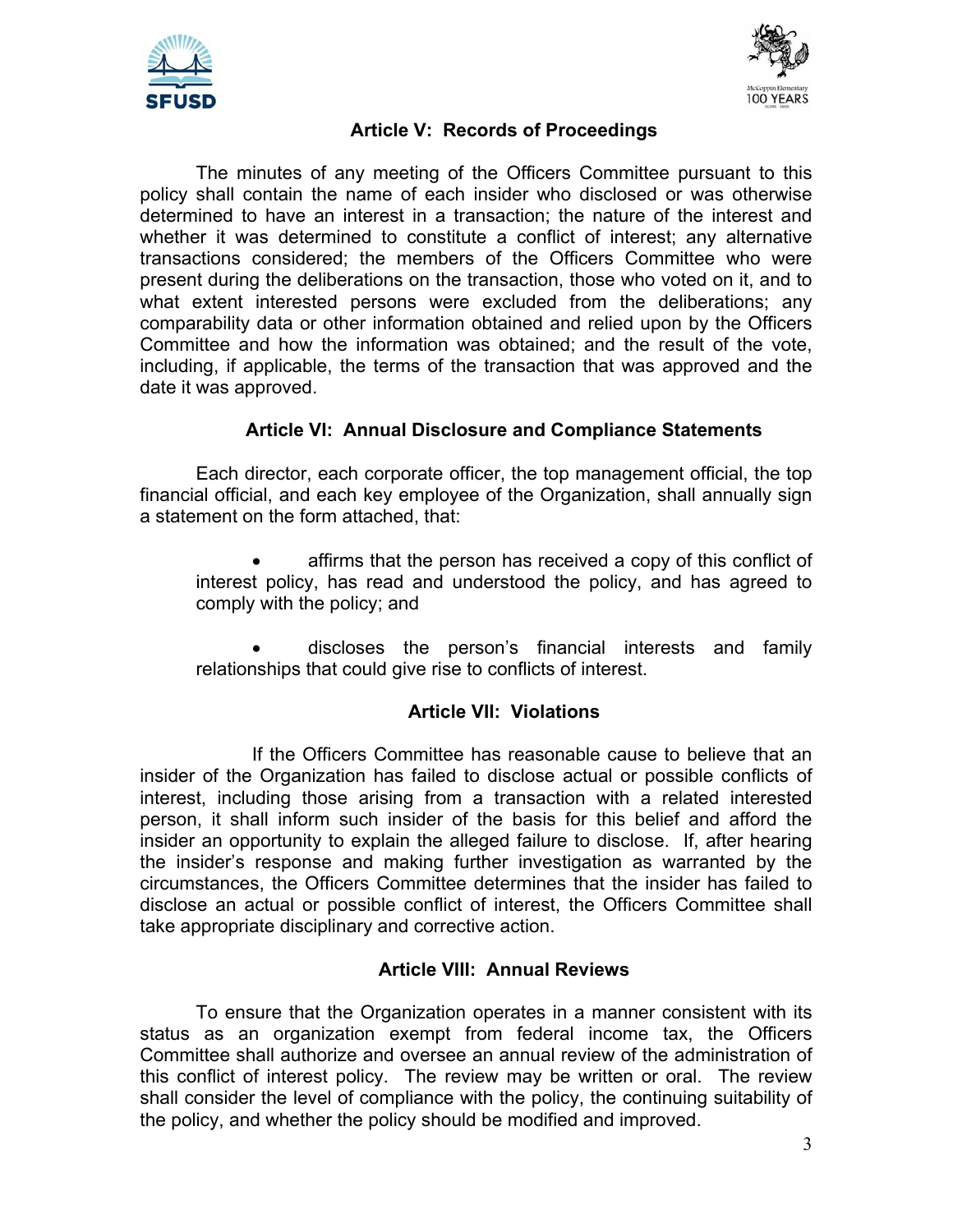## Article V: Records of Proceedings

The minutes of any meeting of the Officers Committee pursuant to this policy shall contain the name of each insider who disclosed or was otherwise determined to have an interest in a transaction; the nature of the interest and whether it was determined to constitute a conflict of interest; any alternative transactions considered; the members of the Officers Committee who were present during the deliberations on the transaction, those who voted on it, and to what extent interested persons were excluded from the deliberations; any comparability data or other information obtained and relied upon by the Officers Committee and how the information was obtained; and the result of the vote, including, if applicable, the terms of the transaction that was approved and the date it was approved.

## Article VI: Annual Disclosure and Compliance Statements

Each director, each corporate officer, the top management official, the top financial official, and each key employee of the Organization, shall annually sign a statement on the form attached, that:

- affirms that the person has received a copy of this conflict of interest policy, has read and understood the policy, and has agreed to comply with the policy; and
- discloses the person's financial interests and family relationships that could give rise to conflicts of interest.

## Article VII: Violations

If the Officers Committee has reasonable cause to believe that an insider of the Organization has failed to disclose actual or possible conflicts of interest, including those arising from a transaction with a related interested person, it shall inform such insider of the basis for this belief and afford the insider an opportunity to explain the alleged failure to disclose. If, after hearing the insider's response and making further investigation as warranted by the circumstances, the Officers Committee determines that the insider has failed to disclose an actual or possible conflict of interest, the Officers Committee shall take appropriate disciplinary and corrective action.

## Article VIII: Annual Reviews

To ensure that the Organization operates in a manner consistent with its status as an organization exempt from federal income tax, the Officers Committee shall authorize and oversee an annual review of the administration of this conflict of interest policy. The review may be written or oral. The review shall consider the level of compliance with the policy, the continuing suitability of the policy, and whether the policy should be modified and improved.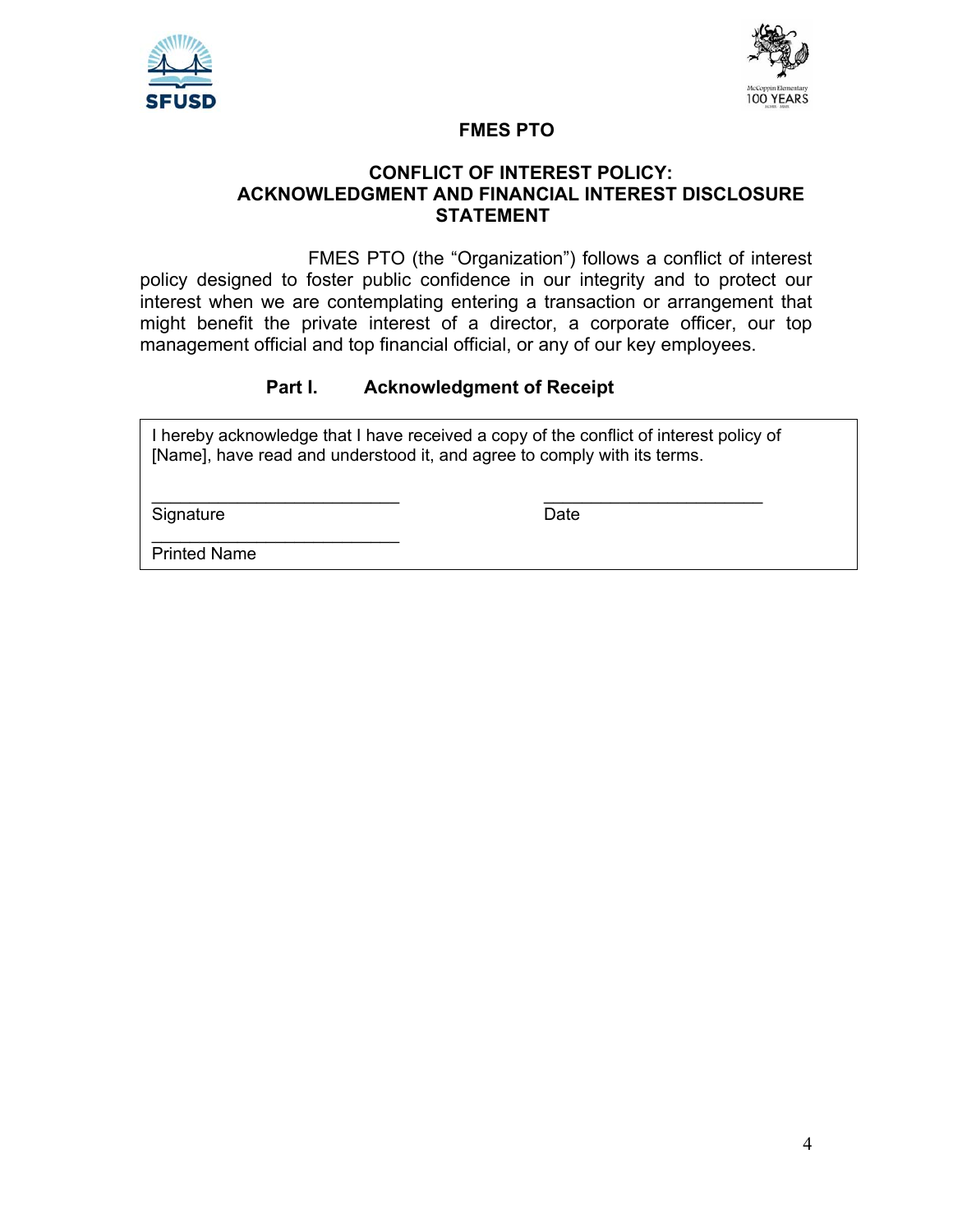**FMES PTO**

## CONFLICT OF INTEREST POLICY: ACKNOWLEDGMENT AND FINANCIAL INTEREST DISCLOSURE STATEMENT

FMES PTO (the "Organization") follows a conflict of interest policy designed to foster public confidence in our integrity and to protect our interest when we are contemplating entering a transaction or arrangement that might benefit the private interest of a director, a corporate officer, our top management official and top financial official, or any of our key employees.

### Part I. Acknowledgment of Receipt

I hereby acknowledge that I have received a copy of the conflict of interest policy of [Name], have read and understood it, and agree to comply with its terms.

___________________________ Signature

___________________________ Date

___________________________ Printed Name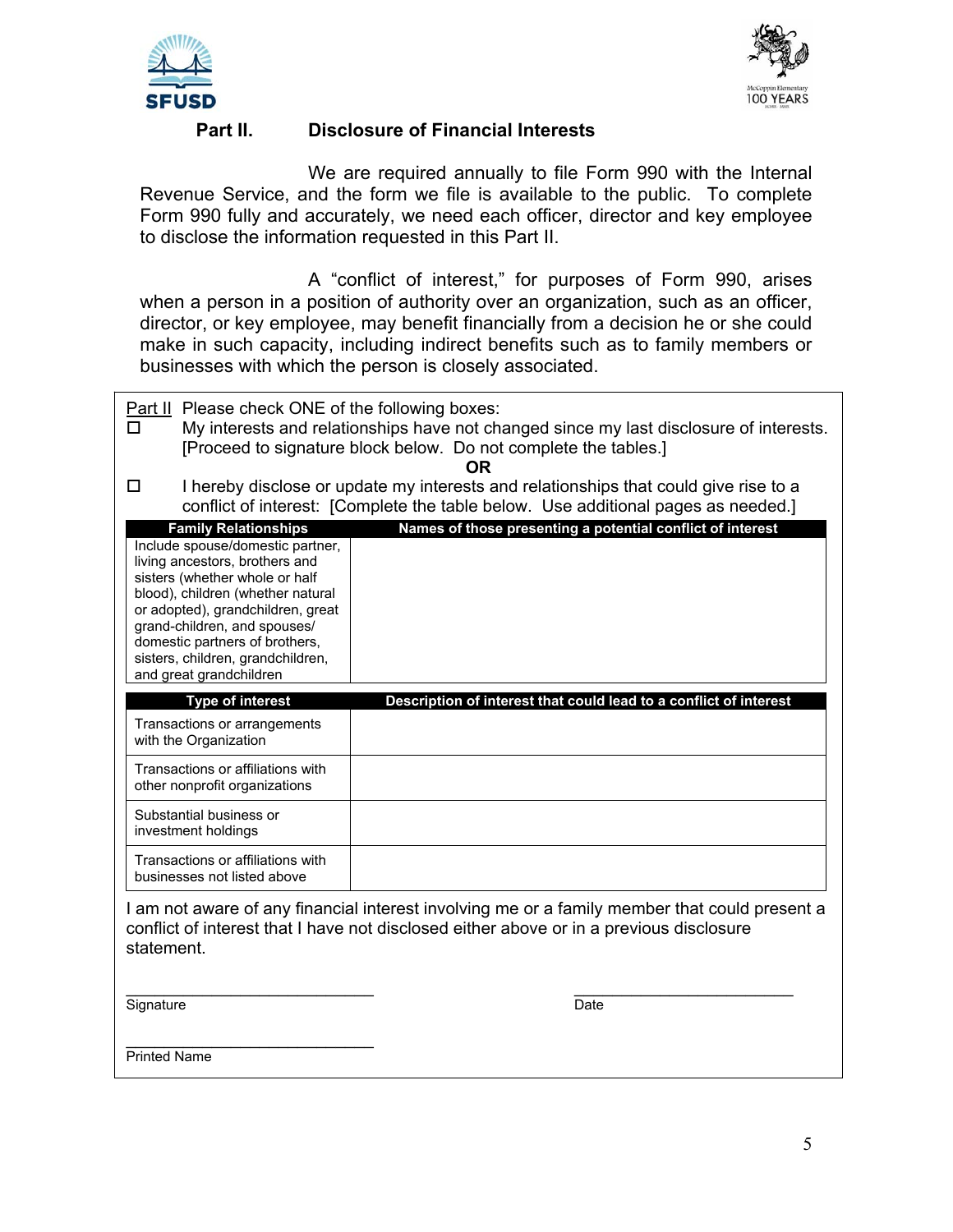## Part II. Disclosure of Financial Interests

We are required annually to file Form 990 with the Internal Revenue Service, and the form we file is available to the public. To complete Form 990 fully and accurately, we need each officer, director and key employee to disclose the information requested in this Part II.

A "conflict of interest," for purposes of Form 990, arises when a person in a position of authority over an organization, such as an officer, director, or key employee, may benefit financially from a decision he or she could make in such capacity, including indirect benefits such as to family members or businesses with which the person is closely associated.

Part II Please check ONE of the following boxes:

☐ My interests and relationships have not changed since my last disclosure of interests. [Proceed to signature block below. Do not complete the tables.]

**OR**

☐ I hereby disclose or update my interests and relationships that could give rise to a conflict of interest: [Complete the table below. Use additional pages as needed.]

| Family Relationships | Names of those presenting a potential conflict of interest |
|---|---|
| Include spouse/domestic partner, living ancestors, brothers and sisters (whether whole or half blood), children (whether natural or adopted), grandchildren, great grand-children, and spouses/ domestic partners of brothers, sisters, children, grandchildren, and great grandchildren | |

| Type of interest | Description of interest that could lead to a conflict of interest |
|---|---|
| Transactions or arrangements with the Organization | |
| Transactions or affiliations with other nonprofit organizations | |
| Substantial business or investment holdings | |
| Transactions or affiliations with businesses not listed above | |

I am not aware of any financial interest involving me or a family member that could present a conflict of interest that I have not disclosed either above or in a previous disclosure statement.

\_\_\_\_\_\_\_\_\_\_\_\_\_\_\_\_\_\_\_\_\_\_\_\_\_\_\_\_ \_\_\_\_\_\_\_\_\_\_\_\_\_\_\_\_\_\_\_\_\_\_\_\_\_

Signature Date

\_\_\_\_\_\_\_\_\_\_\_\_\_\_\_\_\_\_\_\_\_\_\_\_\_\_\_\_

Printed Name